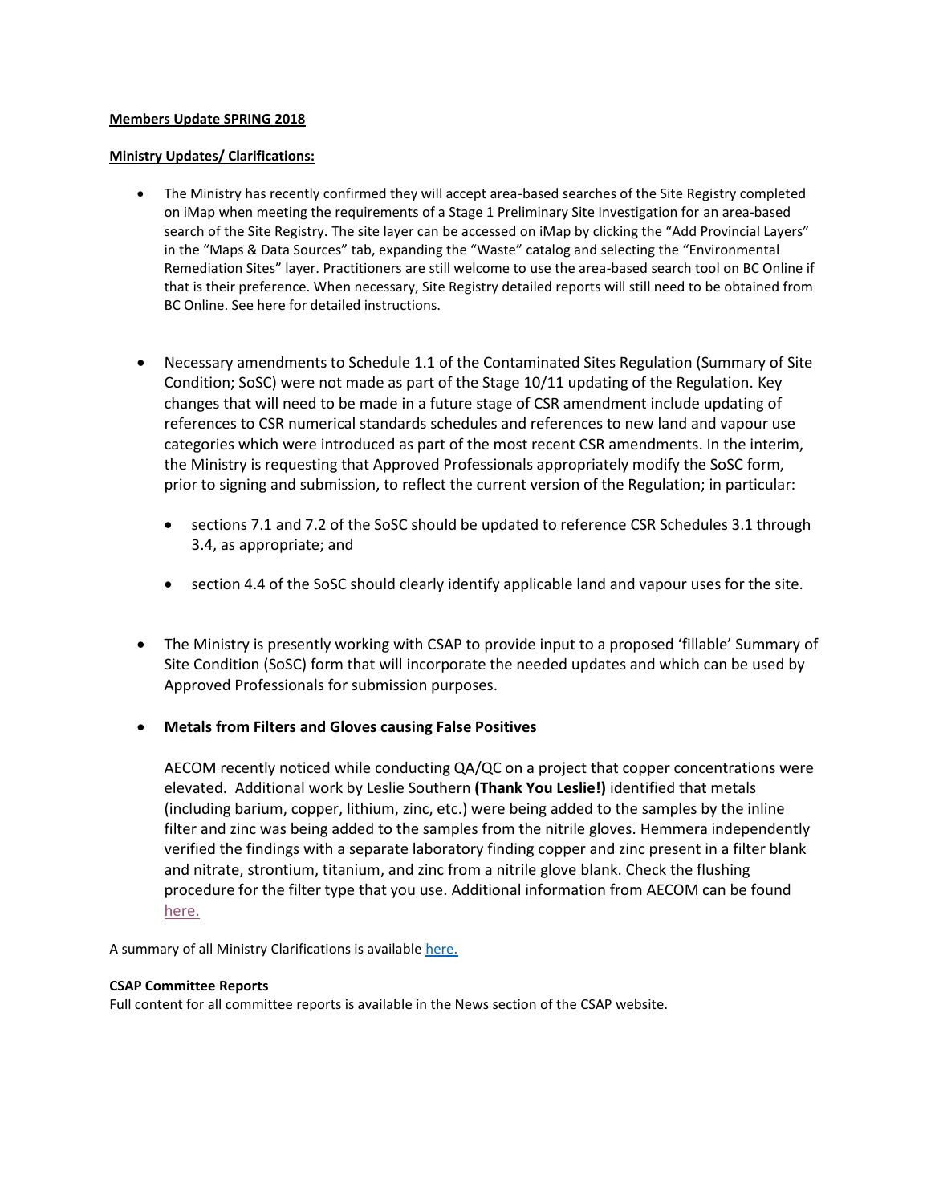**Members Update SPRING 2018**

**Ministry Updates/ Clarifications:**

- The Ministry has recently confirmed they will accept area-based searches of the Site Registry completed on iMap when meeting the requirements of a Stage 1 Preliminary Site Investigation for an area-based search of the Site Registry. The site layer can be accessed on iMap by clicking the "Add Provincial Layers" in the "Maps & Data Sources" tab, expanding the "Waste" catalog and selecting the "Environmental Remediation Sites" layer. Practitioners are still welcome to use the area-based search tool on BC Online if that is their preference. When necessary, Site Registry detailed reports will still need to be obtained from BC Online. See here for detailed instructions.

- Necessary amendments to Schedule 1.1 of the Contaminated Sites Regulation (Summary of Site Condition; SoSC) were not made as part of the Stage 10/11 updating of the Regulation. Key changes that will need to be made in a future stage of CSR amendment include updating of references to CSR numerical standards schedules and references to new land and vapour use categories which were introduced as part of the most recent CSR amendments. In the interim, the Ministry is requesting that Approved Professionals appropriately modify the SoSC form, prior to signing and submission, to reflect the current version of the Regulation; in particular:

  - sections 7.1 and 7.2 of the SoSC should be updated to reference CSR Schedules 3.1 through 3.4, as appropriate; and

  - section 4.4 of the SoSC should clearly identify applicable land and vapour uses for the site.

- The Ministry is presently working with CSAP to provide input to a proposed 'fillable' Summary of Site Condition (SoSC) form that will incorporate the needed updates and which can be used by Approved Professionals for submission purposes.

- **Metals from Filters and Gloves causing False Positives**

  AECOM recently noticed while conducting QA/QC on a project that copper concentrations were elevated. Additional work by Leslie Southern **(Thank You Leslie!)** identified that metals (including barium, copper, lithium, zinc, etc.) were being added to the samples by the inline filter and zinc was being added to the samples from the nitrile gloves. Hemmera independently verified the findings with a separate laboratory finding copper and zinc present in a filter blank and nitrate, strontium, titanium, and zinc from a nitrile glove blank. Check the flushing procedure for the filter type that you use. Additional information from AECOM can be found here.

A summary of all Ministry Clarifications is available here.

**CSAP Committee Reports**

Full content for all committee reports is available in the News section of the CSAP website.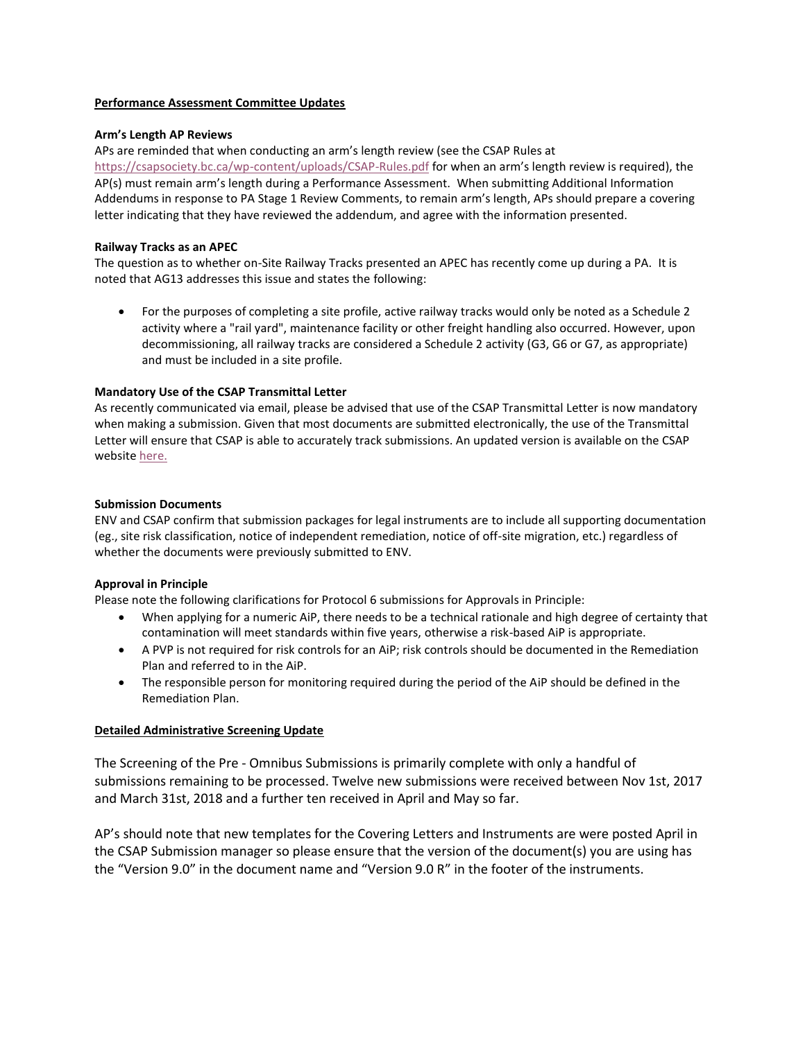## Performance Assessment Committee Updates

### Arm's Length AP Reviews

APs are reminded that when conducting an arm's length review (see the CSAP Rules at https://csapsociety.bc.ca/wp-content/uploads/CSAP-Rules.pdf for when an arm's length review is required), the AP(s) must remain arm's length during a Performance Assessment. When submitting Additional Information Addendums in response to PA Stage 1 Review Comments, to remain arm's length, APs should prepare a covering letter indicating that they have reviewed the addendum, and agree with the information presented.

### Railway Tracks as an APEC

The question as to whether on-Site Railway Tracks presented an APEC has recently come up during a PA. It is noted that AG13 addresses this issue and states the following:

- For the purposes of completing a site profile, active railway tracks would only be noted as a Schedule 2 activity where a "rail yard", maintenance facility or other freight handling also occurred. However, upon decommissioning, all railway tracks are considered a Schedule 2 activity (G3, G6 or G7, as appropriate) and must be included in a site profile.

### Mandatory Use of the CSAP Transmittal Letter

As recently communicated via email, please be advised that use of the CSAP Transmittal Letter is now mandatory when making a submission. Given that most documents are submitted electronically, the use of the Transmittal Letter will ensure that CSAP is able to accurately track submissions. An updated version is available on the CSAP website here.

### Submission Documents

ENV and CSAP confirm that submission packages for legal instruments are to include all supporting documentation (eg., site risk classification, notice of independent remediation, notice of off-site migration, etc.) regardless of whether the documents were previously submitted to ENV.

### Approval in Principle

Please note the following clarifications for Protocol 6 submissions for Approvals in Principle:

- When applying for a numeric AiP, there needs to be a technical rationale and high degree of certainty that contamination will meet standards within five years, otherwise a risk-based AiP is appropriate.
- A PVP is not required for risk controls for an AiP; risk controls should be documented in the Remediation Plan and referred to in the AiP.
- The responsible person for monitoring required during the period of the AiP should be defined in the Remediation Plan.

## Detailed Administrative Screening Update

The Screening of the Pre - Omnibus Submissions is primarily complete with only a handful of submissions remaining to be processed. Twelve new submissions were received between Nov 1st, 2017 and March 31st, 2018 and a further ten received in April and May so far.

AP's should note that new templates for the Covering Letters and Instruments are were posted April in the CSAP Submission manager so please ensure that the version of the document(s) you are using has the "Version 9.0" in the document name and "Version 9.0 R" in the footer of the instruments.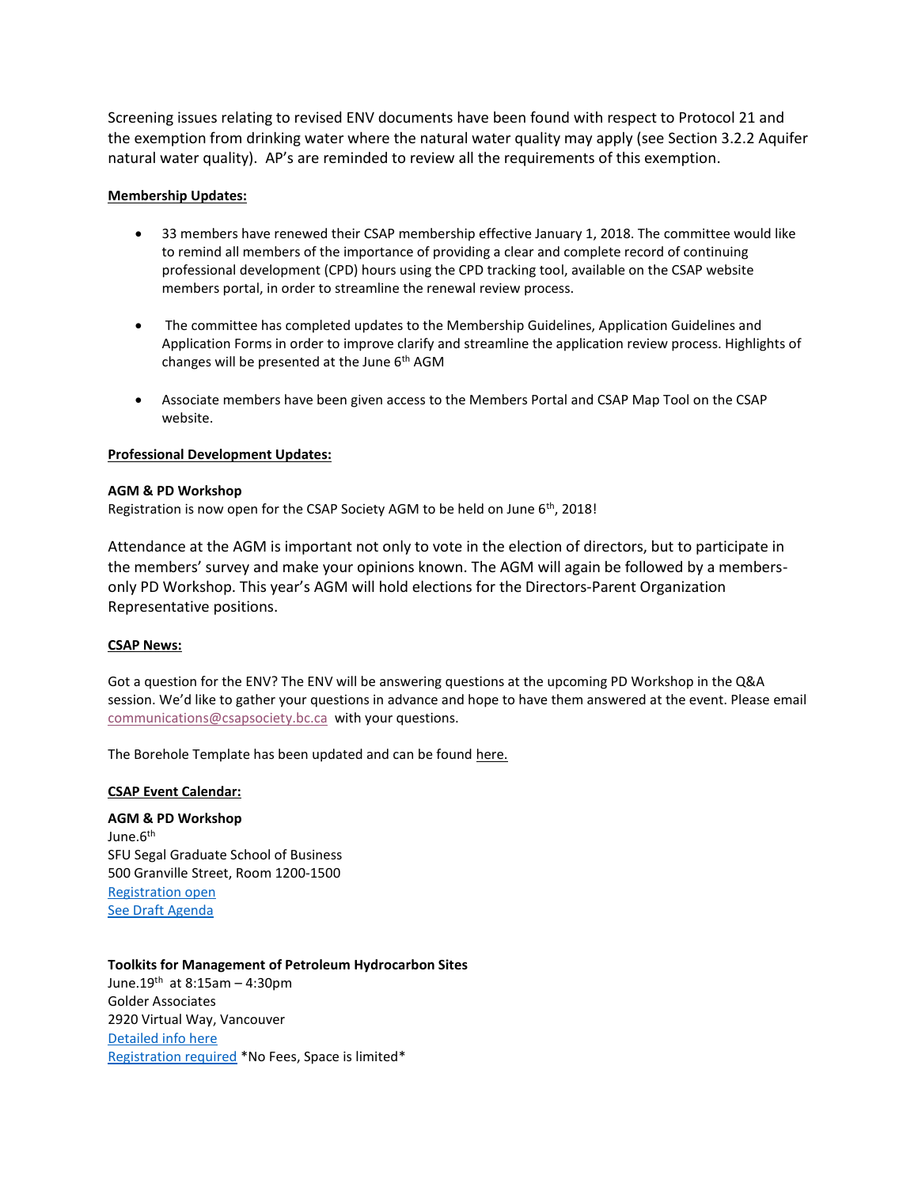Screening issues relating to revised ENV documents have been found with respect to Protocol 21 and the exemption from drinking water where the natural water quality may apply (see Section 3.2.2 Aquifer natural water quality). AP's are reminded to review all the requirements of this exemption.

**Membership Updates:**

- 33 members have renewed their CSAP membership effective January 1, 2018. The committee would like to remind all members of the importance of providing a clear and complete record of continuing professional development (CPD) hours using the CPD tracking tool, available on the CSAP website members portal, in order to streamline the renewal review process.

- The committee has completed updates to the Membership Guidelines, Application Guidelines and Application Forms in order to improve clarify and streamline the application review process. Highlights of changes will be presented at the June 6th AGM

- Associate members have been given access to the Members Portal and CSAP Map Tool on the CSAP website.

**Professional Development Updates:**

**AGM & PD Workshop**
Registration is now open for the CSAP Society AGM to be held on June 6th, 2018!

Attendance at the AGM is important not only to vote in the election of directors, but to participate in the members' survey and make your opinions known. The AGM will again be followed by a members-only PD Workshop. This year's AGM will hold elections for the Directors-Parent Organization Representative positions.

**CSAP News:**

Got a question for the ENV? The ENV will be answering questions at the upcoming PD Workshop in the Q&A session. We'd like to gather your questions in advance and hope to have them answered at the event. Please email communications@csapsociety.bc.ca with your questions.

The Borehole Template has been updated and can be found here.

**CSAP Event Calendar:**

**AGM & PD Workshop**
June.6th
SFU Segal Graduate School of Business
500 Granville Street, Room 1200-1500
Registration open
See Draft Agenda

**Toolkits for Management of Petroleum Hydrocarbon Sites**
June.19th at 8:15am – 4:30pm
Golder Associates
2920 Virtual Way, Vancouver
Detailed info here
Registration required *No Fees, Space is limited*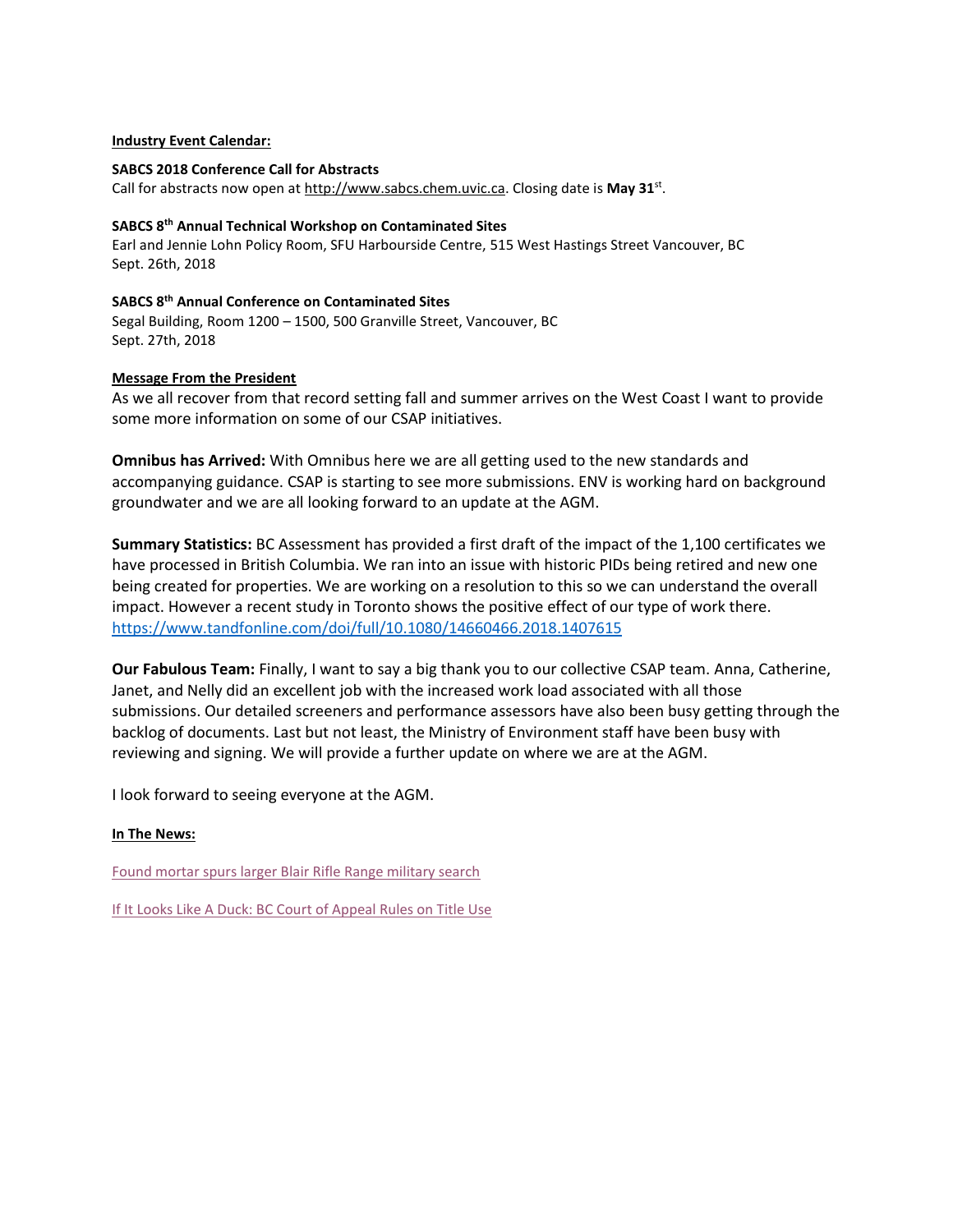**Industry Event Calendar:**

**SABCS 2018 Conference Call for Abstracts**
Call for abstracts now open at http://www.sabcs.chem.uvic.ca. Closing date is **May 31st**.

**SABCS 8th Annual Technical Workshop on Contaminated Sites**
Earl and Jennie Lohn Policy Room, SFU Harbourside Centre, 515 West Hastings Street Vancouver, BC
Sept. 26th, 2018

**SABCS 8th Annual Conference on Contaminated Sites**
Segal Building, Room 1200 – 1500, 500 Granville Street, Vancouver, BC
Sept. 27th, 2018

**Message From the President**

As we all recover from that record setting fall and summer arrives on the West Coast I want to provide some more information on some of our CSAP initiatives.

**Omnibus has Arrived:** With Omnibus here we are all getting used to the new standards and accompanying guidance. CSAP is starting to see more submissions. ENV is working hard on background groundwater and we are all looking forward to an update at the AGM.

**Summary Statistics:** BC Assessment has provided a first draft of the impact of the 1,100 certificates we have processed in British Columbia. We ran into an issue with historic PIDs being retired and new one being created for properties. We are working on a resolution to this so we can understand the overall impact. However a recent study in Toronto shows the positive effect of our type of work there.
https://www.tandfonline.com/doi/full/10.1080/14660466.2018.1407615

**Our Fabulous Team:** Finally, I want to say a big thank you to our collective CSAP team. Anna, Catherine, Janet, and Nelly did an excellent job with the increased work load associated with all those submissions. Our detailed screeners and performance assessors have also been busy getting through the backlog of documents. Last but not least, the Ministry of Environment staff have been busy with reviewing and signing. We will provide a further update on where we are at the AGM.

I look forward to seeing everyone at the AGM.

**In The News:**

Found mortar spurs larger Blair Rifle Range military search

If It Looks Like A Duck: BC Court of Appeal Rules on Title Use